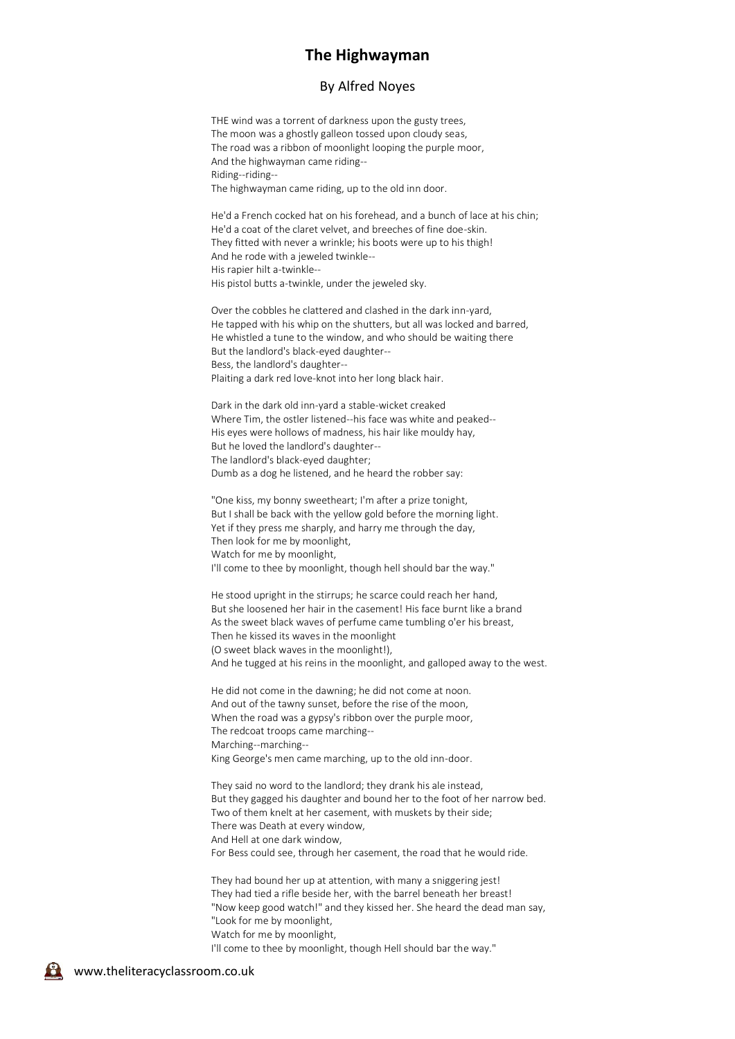# The Highwayman

## By Alfred Noyes

THE wind was a torrent of darkness upon the gusty trees,
The moon was a ghostly galleon tossed upon cloudy seas,
The road was a ribbon of moonlight looping the purple moor,
And the highwayman came riding--
Riding--riding--
The highwayman came riding, up to the old inn door.

He'd a French cocked hat on his forehead, and a bunch of lace at his chin;
He'd a coat of the claret velvet, and breeches of fine doe-skin.
They fitted with never a wrinkle; his boots were up to his thigh!
And he rode with a jeweled twinkle--
His rapier hilt a-twinkle--
His pistol butts a-twinkle, under the jeweled sky.

Over the cobbles he clattered and clashed in the dark inn-yard,
He tapped with his whip on the shutters, but all was locked and barred,
He whistled a tune to the window, and who should be waiting there
But the landlord's black-eyed daughter--
Bess, the landlord's daughter--
Plaiting a dark red love-knot into her long black hair.

Dark in the dark old inn-yard a stable-wicket creaked
Where Tim, the ostler listened--his face was white and peaked--
His eyes were hollows of madness, his hair like mouldy hay,
But he loved the landlord's daughter--
The landlord's black-eyed daughter;
Dumb as a dog he listened, and he heard the robber say:

"One kiss, my bonny sweetheart; I'm after a prize tonight,
But I shall be back with the yellow gold before the morning light.
Yet if they press me sharply, and harry me through the day,
Then look for me by moonlight,
Watch for me by moonlight,
I'll come to thee by moonlight, though hell should bar the way."

He stood upright in the stirrups; he scarce could reach her hand,
But she loosened her hair in the casement! His face burnt like a brand
As the sweet black waves of perfume came tumbling o'er his breast,
Then he kissed its waves in the moonlight
(O sweet black waves in the moonlight!),
And he tugged at his reins in the moonlight, and galloped away to the west.

He did not come in the dawning; he did not come at noon.
And out of the tawny sunset, before the rise of the moon,
When the road was a gypsy's ribbon over the purple moor,
The redcoat troops came marching--
Marching--marching--
King George's men came marching, up to the old inn-door.

They said no word to the landlord; they drank his ale instead,
But they gagged his daughter and bound her to the foot of her narrow bed.
Two of them knelt at her casement, with muskets by their side;
There was Death at every window,
And Hell at one dark window,
For Bess could see, through her casement, the road that he would ride.

They had bound her up at attention, with many a sniggering jest!
They had tied a rifle beside her, with the barrel beneath her breast!
"Now keep good watch!" and they kissed her. She heard the dead man say,
"Look for me by moonlight,
Watch for me by moonlight,
I'll come to thee by moonlight, though Hell should bar the way."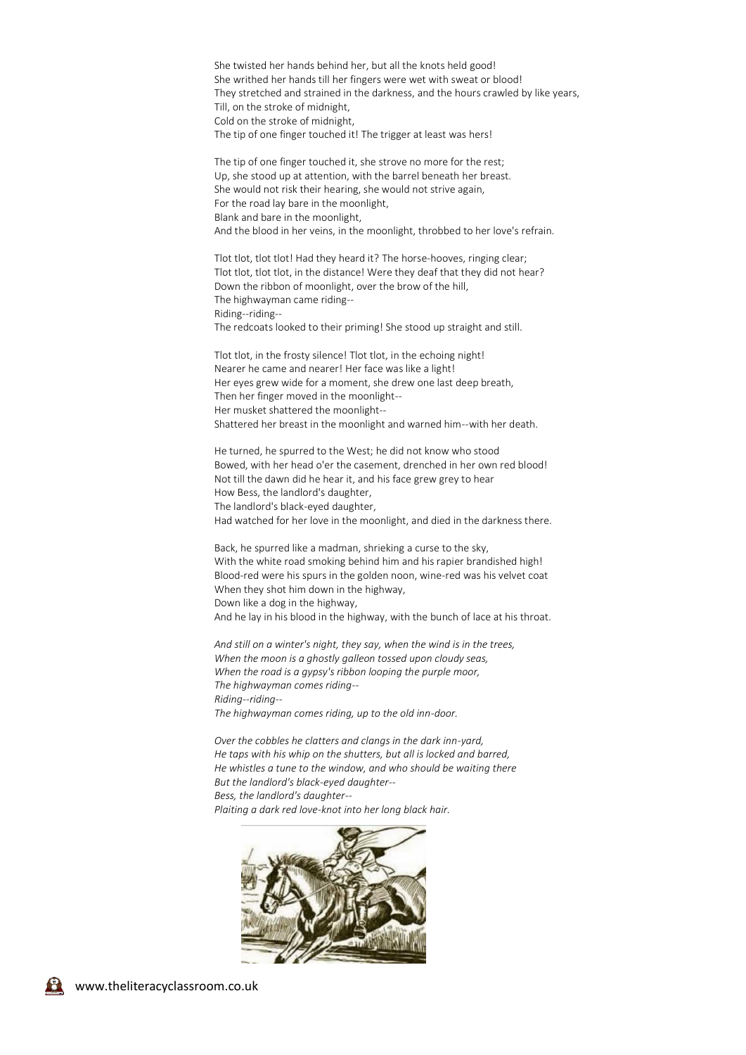She twisted her hands behind her, but all the knots held good!
She writhed her hands till her fingers were wet with sweat or blood!
They stretched and strained in the darkness, and the hours crawled by like years,
Till, on the stroke of midnight,
Cold on the stroke of midnight,
The tip of one finger touched it! The trigger at least was hers!

The tip of one finger touched it, she strove no more for the rest;
Up, she stood up at attention, with the barrel beneath her breast.
She would not risk their hearing, she would not strive again,
For the road lay bare in the moonlight,
Blank and bare in the moonlight,
And the blood in her veins, in the moonlight, throbbed to her love's refrain.

Tlot tlot, tlot tlot! Had they heard it? The horse-hooves, ringing clear;
Tlot tlot, tlot tlot, in the distance! Were they deaf that they did not hear?
Down the ribbon of moonlight, over the brow of the hill,
The highwayman came riding--
Riding--riding--
The redcoats looked to their priming! She stood up straight and still.

Tlot tlot, in the frosty silence! Tlot tlot, in the echoing night!
Nearer he came and nearer! Her face was like a light!
Her eyes grew wide for a moment, she drew one last deep breath,
Then her finger moved in the moonlight--
Her musket shattered the moonlight--
Shattered her breast in the moonlight and warned him--with her death.

He turned, he spurred to the West; he did not know who stood
Bowed, with her head o'er the casement, drenched in her own red blood!
Not till the dawn did he hear it, and his face grew grey to hear
How Bess, the landlord's daughter,
The landlord's black-eyed daughter,
Had watched for her love in the moonlight, and died in the darkness there.

Back, he spurred like a madman, shrieking a curse to the sky,
With the white road smoking behind him and his rapier brandished high!
Blood-red were his spurs in the golden noon, wine-red was his velvet coat
When they shot him down in the highway,
Down like a dog in the highway,
And he lay in his blood in the highway, with the bunch of lace at his throat.

*And still on a winter's night, they say, when the wind is in the trees,*
*When the moon is a ghostly galleon tossed upon cloudy seas,*
*When the road is a gypsy's ribbon looping the purple moor,*
*The highwayman comes riding--*
*Riding--riding--*
*The highwayman comes riding, up to the old inn-door.*

*Over the cobbles he clatters and clangs in the dark inn-yard,*
*He taps with his whip on the shutters, but all is locked and barred,*
*He whistles a tune to the window, and who should be waiting there*
*But the landlord's black-eyed daughter--*
*Bess, the landlord's daughter--*
*Plaiting a dark red love-knot into her long black hair.*

www.theliteracyclassroom.co.uk